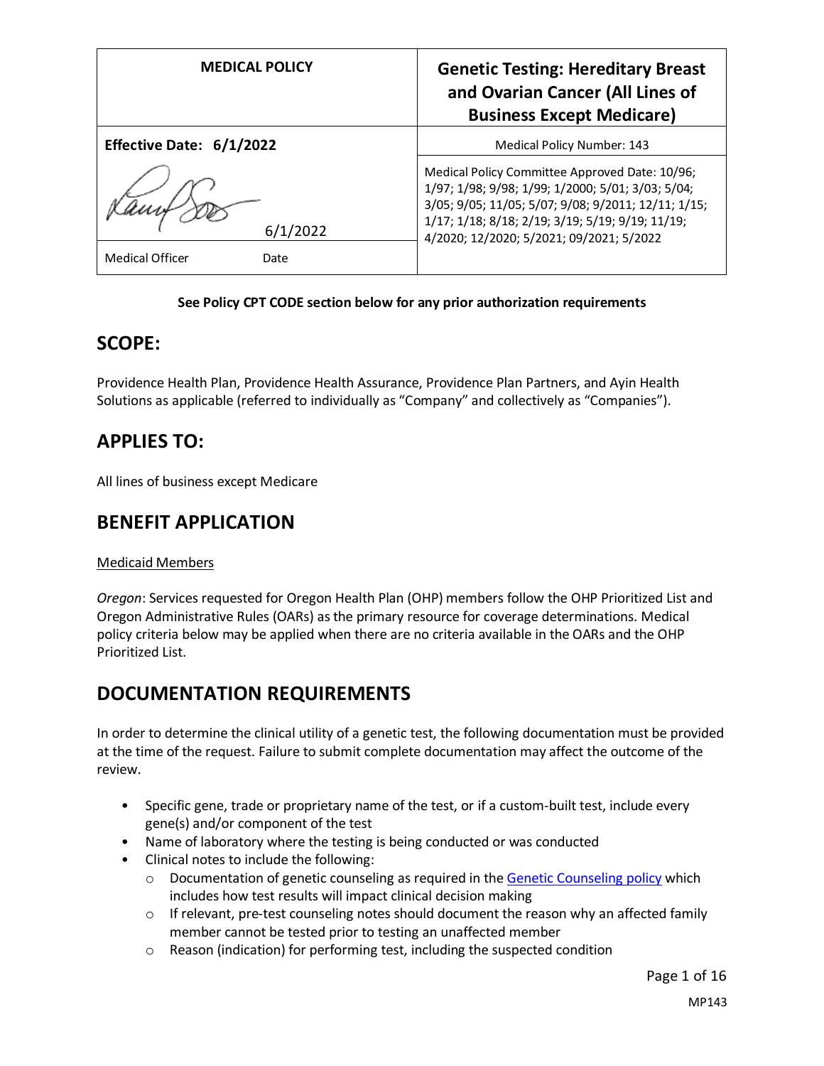| MEDICAL POLICY | Genetic Testing: Hereditary Breast and Ovarian Cancer (All Lines of Business Except Medicare) |
|---|---|
| **Effective Date: 6/1/2022** | Medical Policy Number: 143 |
| 6/1/2022<br>Medical Officer Date | Medical Policy Committee Approved Date: 10/96; 1/97; 1/98; 9/98; 1/99; 1/2000; 5/01; 3/03; 5/04; 3/05; 9/05; 11/05; 5/07; 9/08; 9/2011; 12/11; 1/15; 1/17; 1/18; 8/18; 2/19; 3/19; 5/19; 9/19; 11/19; 4/2020; 12/2020; 5/2021; 09/2021; 5/2022 |

**See Policy CPT CODE section below for any prior authorization requirements**

## SCOPE:

Providence Health Plan, Providence Health Assurance, Providence Plan Partners, and Ayin Health Solutions as applicable (referred to individually as "Company" and collectively as "Companies").

## APPLIES TO:

All lines of business except Medicare

## BENEFIT APPLICATION

Medicaid Members

*Oregon*: Services requested for Oregon Health Plan (OHP) members follow the OHP Prioritized List and Oregon Administrative Rules (OARs) as the primary resource for coverage determinations. Medical policy criteria below may be applied when there are no criteria available in the OARs and the OHP Prioritized List.

## DOCUMENTATION REQUIREMENTS

In order to determine the clinical utility of a genetic test, the following documentation must be provided at the time of the request. Failure to submit complete documentation may affect the outcome of the review.

- Specific gene, trade or proprietary name of the test, or if a custom-built test, include every gene(s) and/or component of the test
- Name of laboratory where the testing is being conducted or was conducted
- Clinical notes to include the following:
  - Documentation of genetic counseling as required in the Genetic Counseling policy which includes how test results will impact clinical decision making
  - If relevant, pre-test counseling notes should document the reason why an affected family member cannot be tested prior to testing an unaffected member
  - Reason (indication) for performing test, including the suspected condition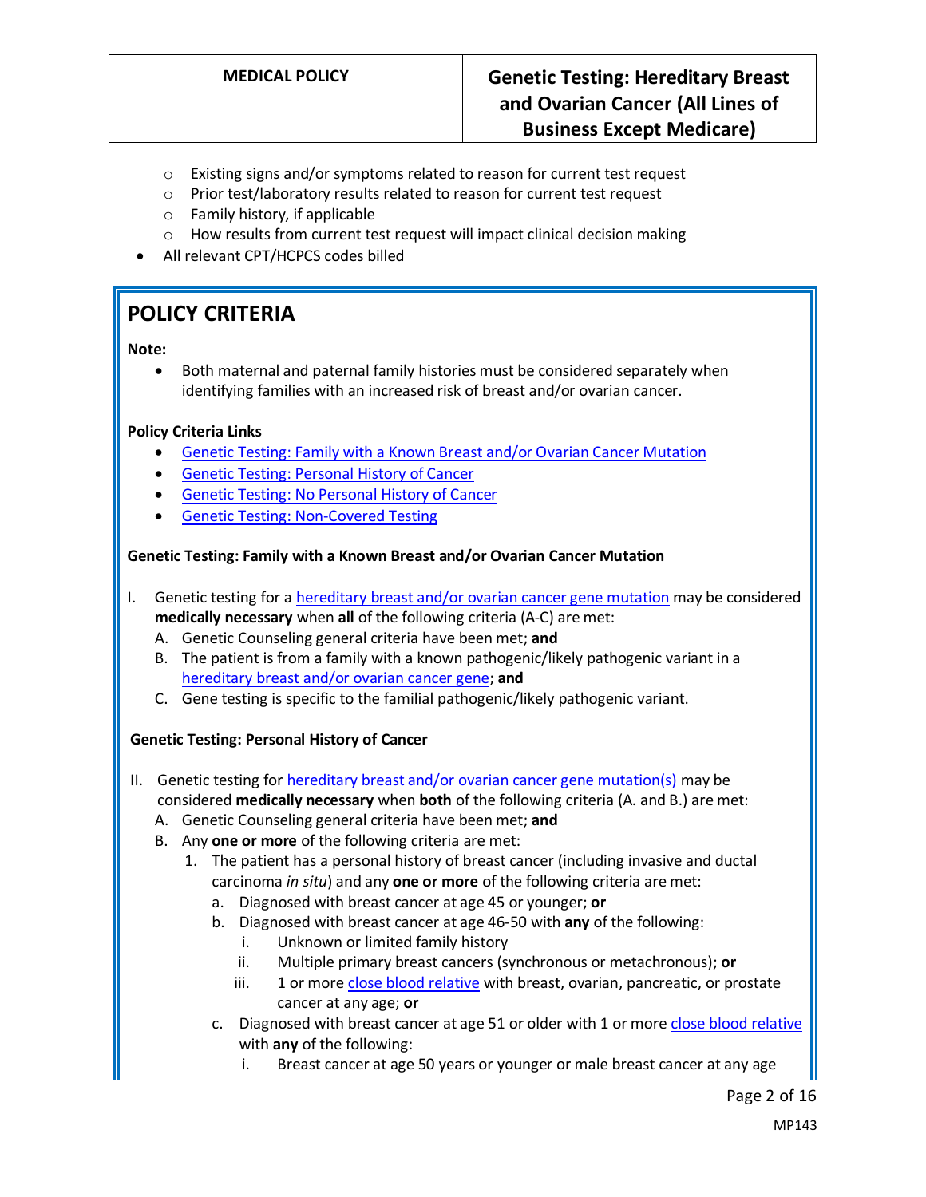- Existing signs and/or symptoms related to reason for current test request
  - Prior test/laboratory results related to reason for current test request
  - Family history, if applicable
  - How results from current test request will impact clinical decision making
- All relevant CPT/HCPCS codes billed

## POLICY CRITERIA

**Note:**

- Both maternal and paternal family histories must be considered separately when identifying families with an increased risk of breast and/or ovarian cancer.

**Policy Criteria Links**

- Genetic Testing: Family with a Known Breast and/or Ovarian Cancer Mutation
- Genetic Testing: Personal History of Cancer
- Genetic Testing: No Personal History of Cancer
- Genetic Testing: Non-Covered Testing

**Genetic Testing: Family with a Known Breast and/or Ovarian Cancer Mutation**

I. Genetic testing for a hereditary breast and/or ovarian cancer gene mutation may be considered **medically necessary** when **all** of the following criteria (A-C) are met:
   A. Genetic Counseling general criteria have been met; **and**
   B. The patient is from a family with a known pathogenic/likely pathogenic variant in a hereditary breast and/or ovarian cancer gene; **and**
   C. Gene testing is specific to the familial pathogenic/likely pathogenic variant.

**Genetic Testing: Personal History of Cancer**

II. Genetic testing for hereditary breast and/or ovarian cancer gene mutation(s) may be considered **medically necessary** when **both** of the following criteria (A. and B.) are met:
   A. Genetic Counseling general criteria have been met; **and**
   B. Any **one or more** of the following criteria are met:
      1. The patient has a personal history of breast cancer (including invasive and ductal carcinoma *in situ*) and any **one or more** of the following criteria are met:
         a. Diagnosed with breast cancer at age 45 or younger; **or**
         b. Diagnosed with breast cancer at age 46-50 with **any** of the following:
            i. Unknown or limited family history
            ii. Multiple primary breast cancers (synchronous or metachronous); **or**
            iii. 1 or more close blood relative with breast, ovarian, pancreatic, or prostate cancer at any age; **or**
         c. Diagnosed with breast cancer at age 51 or older with 1 or more close blood relative with **any** of the following:
            i. Breast cancer at age 50 years or younger or male breast cancer at any age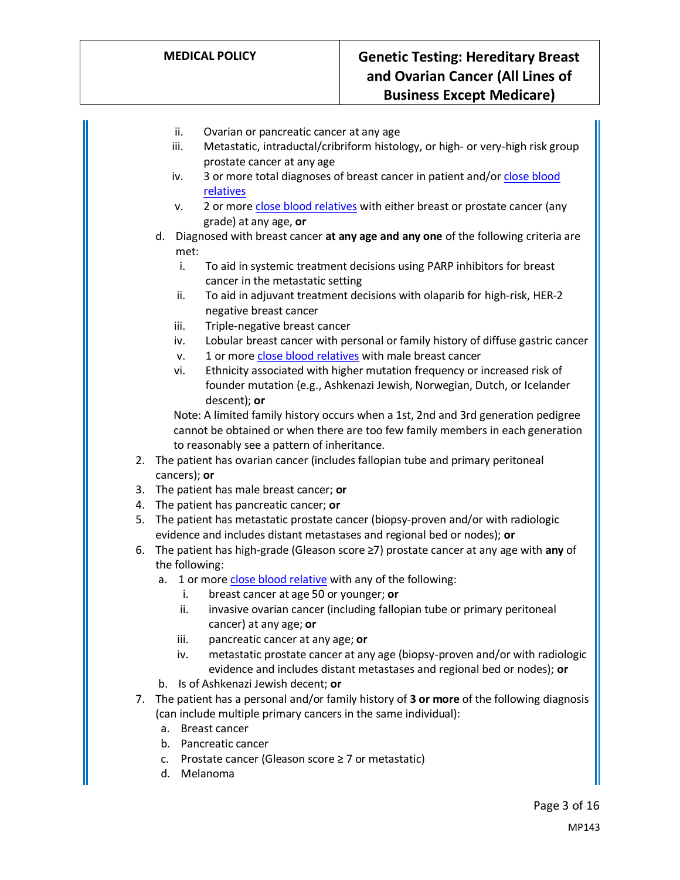ii. Ovarian or pancreatic cancer at any age
   iii. Metastatic, intraductal/cribriform histology, or high- or very-high risk group prostate cancer at any age
   iv. 3 or more total diagnoses of breast cancer in patient and/or close blood relatives
   v. 2 or more close blood relatives with either breast or prostate cancer (any grade) at any age, **or**

   d. Diagnosed with breast cancer **at any age and any one** of the following criteria are met:
      i. To aid in systemic treatment decisions using PARP inhibitors for breast cancer in the metastatic setting
      ii. To aid in adjuvant treatment decisions with olaparib for high-risk, HER-2 negative breast cancer
      iii. Triple-negative breast cancer
      iv. Lobular breast cancer with personal or family history of diffuse gastric cancer
      v. 1 or more close blood relatives with male breast cancer
      vi. Ethnicity associated with higher mutation frequency or increased risk of founder mutation (e.g., Ashkenazi Jewish, Norwegian, Dutch, or Icelander descent); **or**

   Note: A limited family history occurs when a 1st, 2nd and 3rd generation pedigree cannot be obtained or when there are too few family members in each generation to reasonably see a pattern of inheritance.

2. The patient has ovarian cancer (includes fallopian tube and primary peritoneal cancers); **or**
3. The patient has male breast cancer; **or**
4. The patient has pancreatic cancer; **or**
5. The patient has metastatic prostate cancer (biopsy-proven and/or with radiologic evidence and includes distant metastases and regional bed or nodes); **or**
6. The patient has high-grade (Gleason score ≥7) prostate cancer at any age with **any** of the following:
   a. 1 or more close blood relative with any of the following:
      i. breast cancer at age 50 or younger; **or**
      ii. invasive ovarian cancer (including fallopian tube or primary peritoneal cancer) at any age; **or**
      iii. pancreatic cancer at any age; **or**
      iv. metastatic prostate cancer at any age (biopsy-proven and/or with radiologic evidence and includes distant metastases and regional bed or nodes); **or**
   b. Is of Ashkenazi Jewish decent; **or**
7. The patient has a personal and/or family history of **3 or more** of the following diagnosis (can include multiple primary cancers in the same individual):
   a. Breast cancer
   b. Pancreatic cancer
   c. Prostate cancer (Gleason score ≥ 7 or metastatic)
   d. Melanoma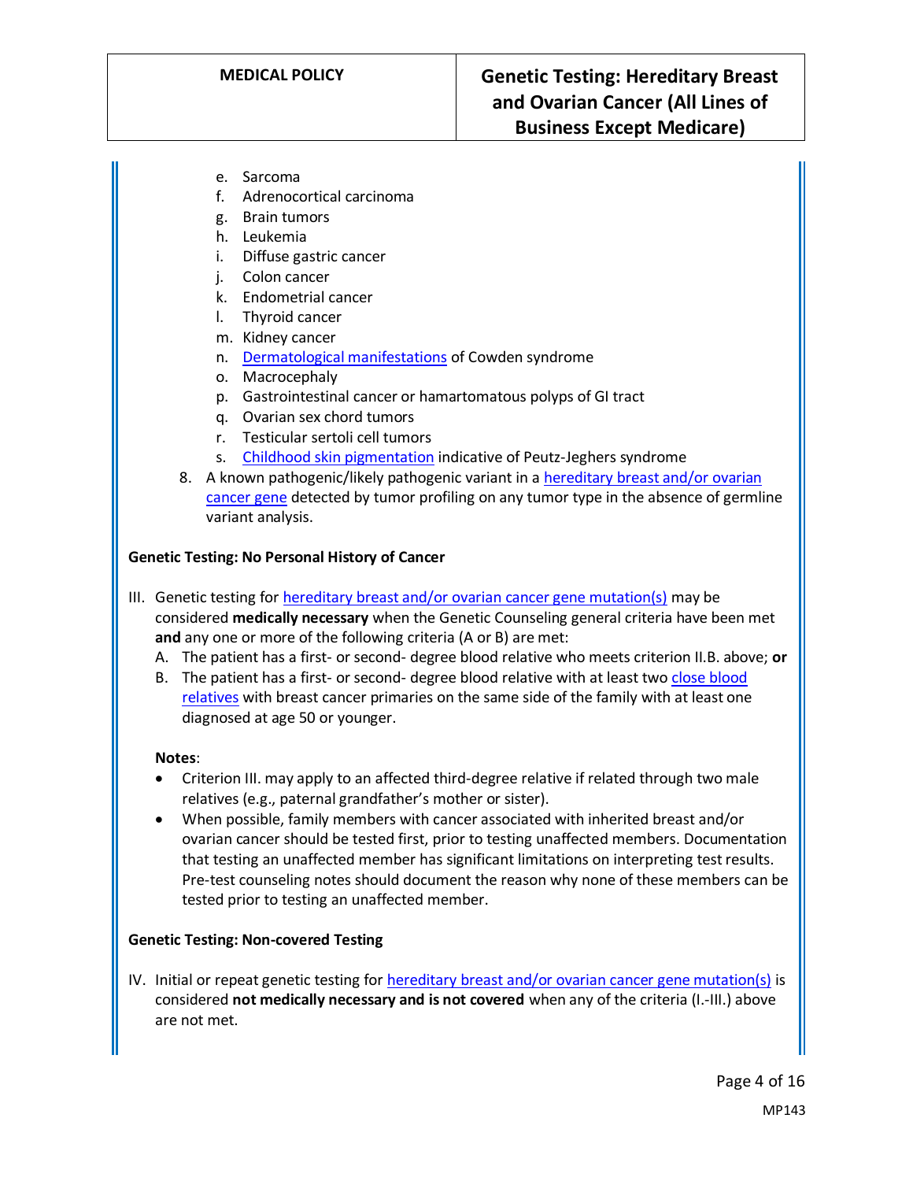e. Sarcoma
f. Adrenocortical carcinoma
g. Brain tumors
h. Leukemia
i. Diffuse gastric cancer
j. Colon cancer
k. Endometrial cancer
l. Thyroid cancer
m. Kidney cancer
n. Dermatological manifestations of Cowden syndrome
o. Macrocephaly
p. Gastrointestinal cancer or hamartomatous polyps of GI tract
q. Ovarian sex chord tumors
r. Testicular sertoli cell tumors
s. Childhood skin pigmentation indicative of Peutz-Jeghers syndrome

8. A known pathogenic/likely pathogenic variant in a hereditary breast and/or ovarian cancer gene detected by tumor profiling on any tumor type in the absence of germline variant analysis.

**Genetic Testing: No Personal History of Cancer**

III. Genetic testing for hereditary breast and/or ovarian cancer gene mutation(s) may be considered **medically necessary** when the Genetic Counseling general criteria have been met **and** any one or more of the following criteria (A or B) are met:
   A. The patient has a first- or second- degree blood relative who meets criterion II.B. above; **or**
   B. The patient has a first- or second- degree blood relative with at least two close blood relatives with breast cancer primaries on the same side of the family with at least one diagnosed at age 50 or younger.

**Notes**:
- Criterion III. may apply to an affected third-degree relative if related through two male relatives (e.g., paternal grandfather's mother or sister).
- When possible, family members with cancer associated with inherited breast and/or ovarian cancer should be tested first, prior to testing unaffected members. Documentation that testing an unaffected member has significant limitations on interpreting test results. Pre-test counseling notes should document the reason why none of these members can be tested prior to testing an unaffected member.

**Genetic Testing: Non-covered Testing**

IV. Initial or repeat genetic testing for hereditary breast and/or ovarian cancer gene mutation(s) is considered **not medically necessary and is not covered** when any of the criteria (I.-III.) above are not met.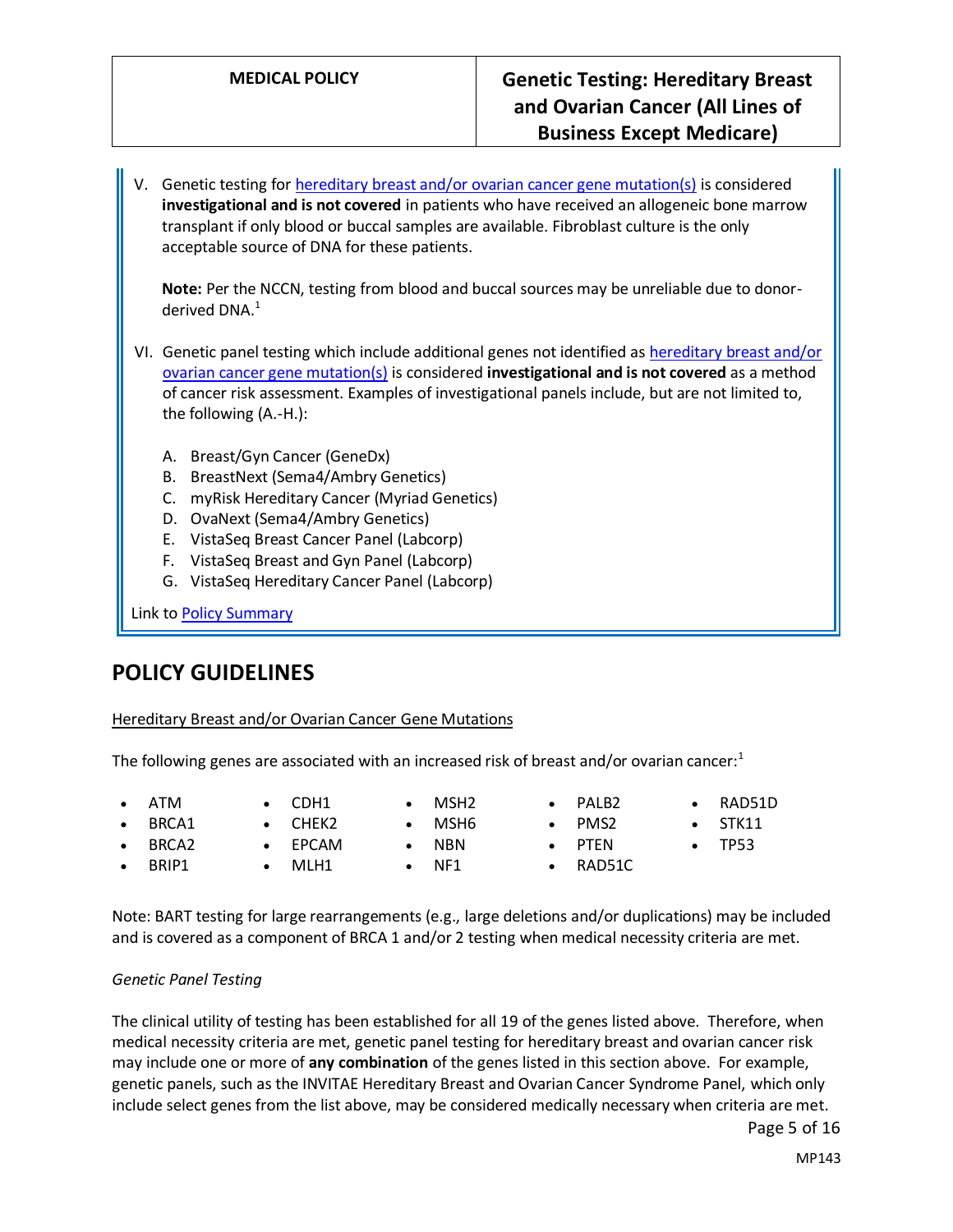V. Genetic testing for hereditary breast and/or ovarian cancer gene mutation(s) is considered **investigational and is not covered** in patients who have received an allogeneic bone marrow transplant if only blood or buccal samples are available. Fibroblast culture is the only acceptable source of DNA for these patients.

   **Note:** Per the NCCN, testing from blood and buccal sources may be unreliable due to donor-derived DNA.[1]

VI. Genetic panel testing which include additional genes not identified as hereditary breast and/or ovarian cancer gene mutation(s) is considered **investigational and is not covered** as a method of cancer risk assessment. Examples of investigational panels include, but are not limited to, the following (A.-H.):

   A. Breast/Gyn Cancer (GeneDx)
   B. BreastNext (Sema4/Ambry Genetics)
   C. myRisk Hereditary Cancer (Myriad Genetics)
   D. OvaNext (Sema4/Ambry Genetics)
   E. VistaSeq Breast Cancer Panel (Labcorp)
   F. VistaSeq Breast and Gyn Panel (Labcorp)
   G. VistaSeq Hereditary Cancer Panel (Labcorp)

Link to Policy Summary

## POLICY GUIDELINES

Hereditary Breast and/or Ovarian Cancer Gene Mutations

The following genes are associated with an increased risk of breast and/or ovarian cancer:[1]

- ATM
- BRCA1
- BRCA2
- BRIP1
- CDH1
- CHEK2
- EPCAM
- MLH1
- MSH2
- MSH6
- NBN
- NF1
- PALB2
- PMS2
- PTEN
- RAD51C
- RAD51D
- STK11
- TP53

Note: BART testing for large rearrangements (e.g., large deletions and/or duplications) may be included and is covered as a component of BRCA 1 and/or 2 testing when medical necessity criteria are met.

*Genetic Panel Testing*

The clinical utility of testing has been established for all 19 of the genes listed above. Therefore, when medical necessity criteria are met, genetic panel testing for hereditary breast and ovarian cancer risk may include one or more of **any combination** of the genes listed in this section above. For example, genetic panels, such as the INVITAE Hereditary Breast and Ovarian Cancer Syndrome Panel, which only include select genes from the list above, may be considered medically necessary when criteria are met.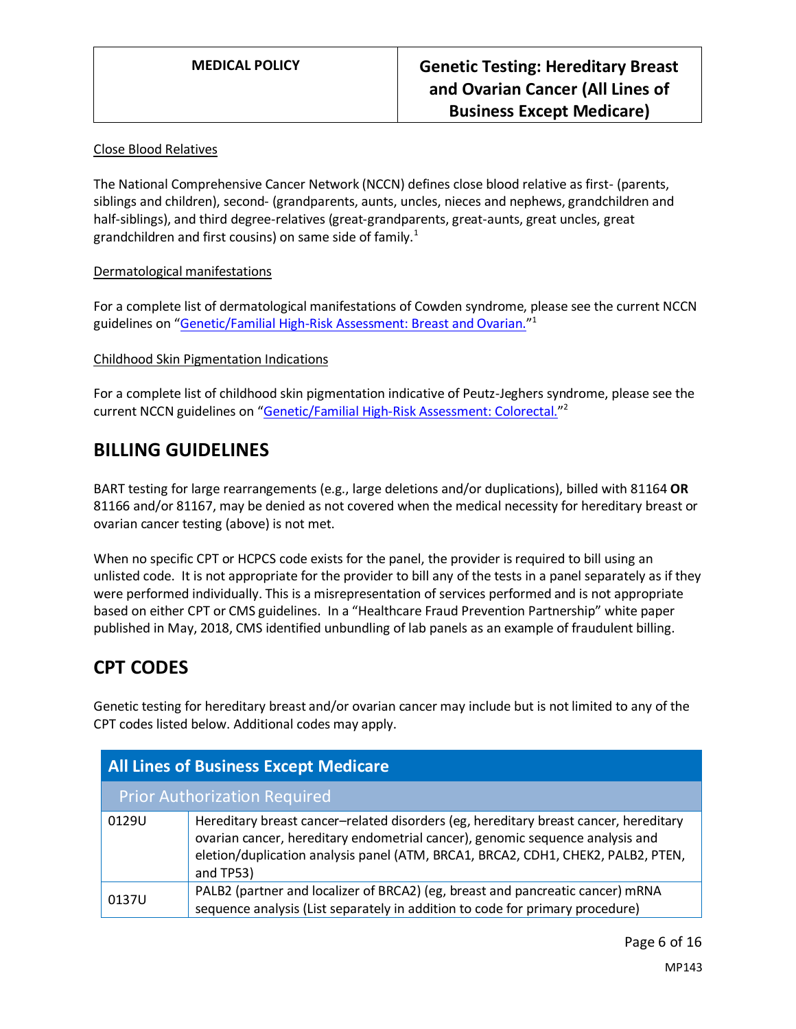Close Blood Relatives

The National Comprehensive Cancer Network (NCCN) defines close blood relative as first- (parents, siblings and children), second- (grandparents, aunts, uncles, nieces and nephews, grandchildren and half-siblings), and third degree-relatives (great-grandparents, great-aunts, great uncles, great grandchildren and first cousins) on same side of family.[1]

Dermatological manifestations

For a complete list of dermatological manifestations of Cowden syndrome, please see the current NCCN guidelines on "Genetic/Familial High-Risk Assessment: Breast and Ovarian."[1]

Childhood Skin Pigmentation Indications

For a complete list of childhood skin pigmentation indicative of Peutz-Jeghers syndrome, please see the current NCCN guidelines on "Genetic/Familial High-Risk Assessment: Colorectal."[2]

## BILLING GUIDELINES

BART testing for large rearrangements (e.g., large deletions and/or duplications), billed with 81164 **OR** 81166 and/or 81167, may be denied as not covered when the medical necessity for hereditary breast or ovarian cancer testing (above) is not met.

When no specific CPT or HCPCS code exists for the panel, the provider is required to bill using an unlisted code. It is not appropriate for the provider to bill any of the tests in a panel separately as if they were performed individually. This is a misrepresentation of services performed and is not appropriate based on either CPT or CMS guidelines. In a "Healthcare Fraud Prevention Partnership" white paper published in May, 2018, CMS identified unbundling of lab panels as an example of fraudulent billing.

## CPT CODES

Genetic testing for hereditary breast and/or ovarian cancer may include but is not limited to any of the CPT codes listed below. Additional codes may apply.

| All Lines of Business Except Medicare | |
|---|---|
| Prior Authorization Required | |
| 0129U | Hereditary breast cancer–related disorders (eg, hereditary breast cancer, hereditary ovarian cancer, hereditary endometrial cancer), genomic sequence analysis and eletion/duplication analysis panel (ATM, BRCA1, BRCA2, CDH1, CHEK2, PALB2, PTEN, and TP53) |
| 0137U | PALB2 (partner and localizer of BRCA2) (eg, breast and pancreatic cancer) mRNA sequence analysis (List separately in addition to code for primary procedure) |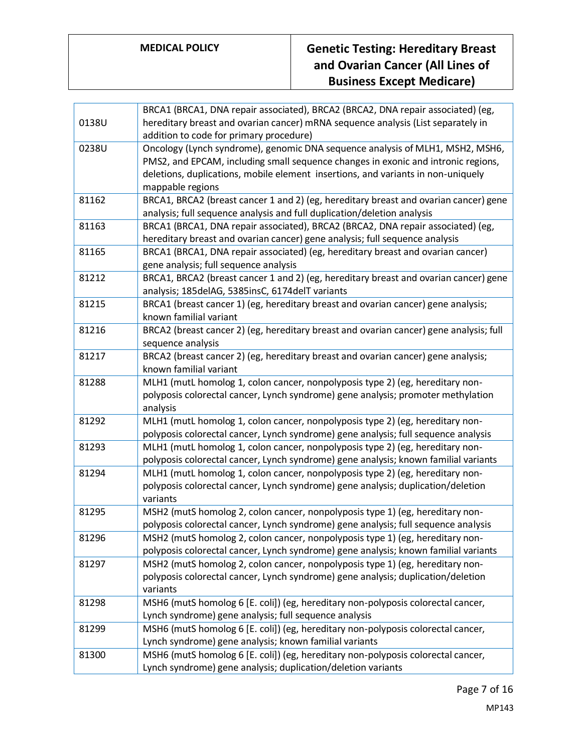| | |
|---|---|
| 0138U | BRCA1 (BRCA1, DNA repair associated), BRCA2 (BRCA2, DNA repair associated) (eg, hereditary breast and ovarian cancer) mRNA sequence analysis (List separately in addition to code for primary procedure) |
| 0238U | Oncology (Lynch syndrome), genomic DNA sequence analysis of MLH1, MSH2, MSH6, PMS2, and EPCAM, including small sequence changes in exonic and intronic regions, deletions, duplications, mobile element insertions, and variants in non-uniquely mappable regions |
| 81162 | BRCA1, BRCA2 (breast cancer 1 and 2) (eg, hereditary breast and ovarian cancer) gene analysis; full sequence analysis and full duplication/deletion analysis |
| 81163 | BRCA1 (BRCA1, DNA repair associated), BRCA2 (BRCA2, DNA repair associated) (eg, hereditary breast and ovarian cancer) gene analysis; full sequence analysis |
| 81165 | BRCA1 (BRCA1, DNA repair associated) (eg, hereditary breast and ovarian cancer) gene analysis; full sequence analysis |
| 81212 | BRCA1, BRCA2 (breast cancer 1 and 2) (eg, hereditary breast and ovarian cancer) gene analysis; 185delAG, 5385insC, 6174delT variants |
| 81215 | BRCA1 (breast cancer 1) (eg, hereditary breast and ovarian cancer) gene analysis; known familial variant |
| 81216 | BRCA2 (breast cancer 2) (eg, hereditary breast and ovarian cancer) gene analysis; full sequence analysis |
| 81217 | BRCA2 (breast cancer 2) (eg, hereditary breast and ovarian cancer) gene analysis; known familial variant |
| 81288 | MLH1 (mutL homolog 1, colon cancer, nonpolyposis type 2) (eg, hereditary non-polyposis colorectal cancer, Lynch syndrome) gene analysis; promoter methylation analysis |
| 81292 | MLH1 (mutL homolog 1, colon cancer, nonpolyposis type 2) (eg, hereditary non-polyposis colorectal cancer, Lynch syndrome) gene analysis; full sequence analysis |
| 81293 | MLH1 (mutL homolog 1, colon cancer, nonpolyposis type 2) (eg, hereditary non-polyposis colorectal cancer, Lynch syndrome) gene analysis; known familial variants |
| 81294 | MLH1 (mutL homolog 1, colon cancer, nonpolyposis type 2) (eg, hereditary non-polyposis colorectal cancer, Lynch syndrome) gene analysis; duplication/deletion variants |
| 81295 | MSH2 (mutS homolog 2, colon cancer, nonpolyposis type 1) (eg, hereditary non-polyposis colorectal cancer, Lynch syndrome) gene analysis; full sequence analysis |
| 81296 | MSH2 (mutS homolog 2, colon cancer, nonpolyposis type 1) (eg, hereditary non-polyposis colorectal cancer, Lynch syndrome) gene analysis; known familial variants |
| 81297 | MSH2 (mutS homolog 2, colon cancer, nonpolyposis type 1) (eg, hereditary non-polyposis colorectal cancer, Lynch syndrome) gene analysis; duplication/deletion variants |
| 81298 | MSH6 (mutS homolog 6 [E. coli]) (eg, hereditary non-polyposis colorectal cancer, Lynch syndrome) gene analysis; full sequence analysis |
| 81299 | MSH6 (mutS homolog 6 [E. coli]) (eg, hereditary non-polyposis colorectal cancer, Lynch syndrome) gene analysis; known familial variants |
| 81300 | MSH6 (mutS homolog 6 [E. coli]) (eg, hereditary non-polyposis colorectal cancer, Lynch syndrome) gene analysis; duplication/deletion variants |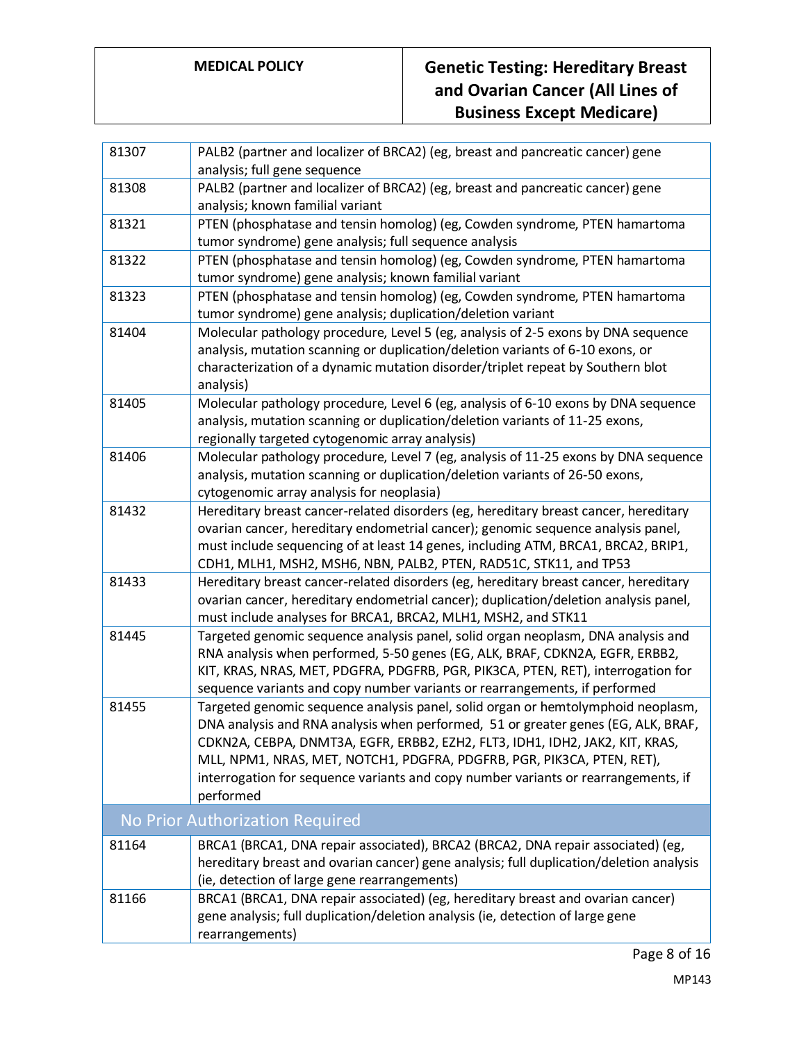| | |
|---|---|
| 81307 | PALB2 (partner and localizer of BRCA2) (eg, breast and pancreatic cancer) gene analysis; full gene sequence |
| 81308 | PALB2 (partner and localizer of BRCA2) (eg, breast and pancreatic cancer) gene analysis; known familial variant |
| 81321 | PTEN (phosphatase and tensin homolog) (eg, Cowden syndrome, PTEN hamartoma tumor syndrome) gene analysis; full sequence analysis |
| 81322 | PTEN (phosphatase and tensin homolog) (eg, Cowden syndrome, PTEN hamartoma tumor syndrome) gene analysis; known familial variant |
| 81323 | PTEN (phosphatase and tensin homolog) (eg, Cowden syndrome, PTEN hamartoma tumor syndrome) gene analysis; duplication/deletion variant |
| 81404 | Molecular pathology procedure, Level 5 (eg, analysis of 2-5 exons by DNA sequence analysis, mutation scanning or duplication/deletion variants of 6-10 exons, or characterization of a dynamic mutation disorder/triplet repeat by Southern blot analysis) |
| 81405 | Molecular pathology procedure, Level 6 (eg, analysis of 6-10 exons by DNA sequence analysis, mutation scanning or duplication/deletion variants of 11-25 exons, regionally targeted cytogenomic array analysis) |
| 81406 | Molecular pathology procedure, Level 7 (eg, analysis of 11-25 exons by DNA sequence analysis, mutation scanning or duplication/deletion variants of 26-50 exons, cytogenomic array analysis for neoplasia) |
| 81432 | Hereditary breast cancer-related disorders (eg, hereditary breast cancer, hereditary ovarian cancer, hereditary endometrial cancer); genomic sequence analysis panel, must include sequencing of at least 14 genes, including ATM, BRCA1, BRCA2, BRIP1, CDH1, MLH1, MSH2, MSH6, NBN, PALB2, PTEN, RAD51C, STK11, and TP53 |
| 81433 | Hereditary breast cancer-related disorders (eg, hereditary breast cancer, hereditary ovarian cancer, hereditary endometrial cancer); duplication/deletion analysis panel, must include analyses for BRCA1, BRCA2, MLH1, MSH2, and STK11 |
| 81445 | Targeted genomic sequence analysis panel, solid organ neoplasm, DNA analysis and RNA analysis when performed, 5-50 genes (EG, ALK, BRAF, CDKN2A, EGFR, ERBB2, KIT, KRAS, NRAS, MET, PDGFRA, PDGFRB, PGR, PIK3CA, PTEN, RET), interrogation for sequence variants and copy number variants or rearrangements, if performed |
| 81455 | Targeted genomic sequence analysis panel, solid organ or hemtolymphoid neoplasm, DNA analysis and RNA analysis when performed, 51 or greater genes (EG, ALK, BRAF, CDKN2A, CEBPA, DNMT3A, EGFR, ERBB2, EZH2, FLT3, IDH1, IDH2, JAK2, KIT, KRAS, MLL, NPM1, NRAS, MET, NOTCH1, PDGFRA, PDGFRB, PGR, PIK3CA, PTEN, RET), interrogation for sequence variants and copy number variants or rearrangements, if performed |
| **No Prior Authorization Required** | |
| 81164 | BRCA1 (BRCA1, DNA repair associated), BRCA2 (BRCA2, DNA repair associated) (eg, hereditary breast and ovarian cancer) gene analysis; full duplication/deletion analysis (ie, detection of large gene rearrangements) |
| 81166 | BRCA1 (BRCA1, DNA repair associated) (eg, hereditary breast and ovarian cancer) gene analysis; full duplication/deletion analysis (ie, detection of large gene rearrangements) |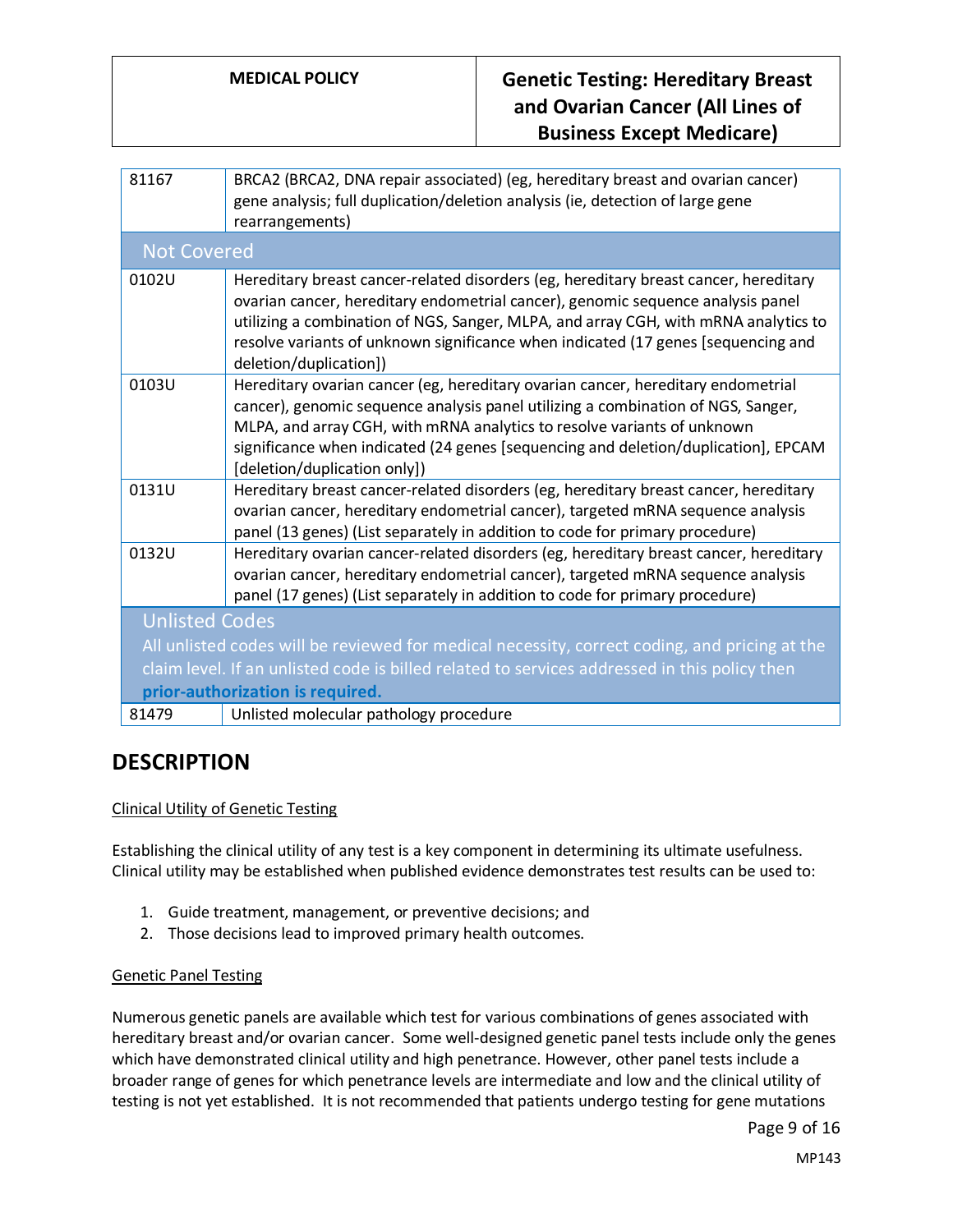| | |
|---|---|
| 81167 | BRCA2 (BRCA2, DNA repair associated) (eg, hereditary breast and ovarian cancer) gene analysis; full duplication/deletion analysis (ie, detection of large gene rearrangements) |
| **Not Covered** | |
| 0102U | Hereditary breast cancer-related disorders (eg, hereditary breast cancer, hereditary ovarian cancer, hereditary endometrial cancer), genomic sequence analysis panel utilizing a combination of NGS, Sanger, MLPA, and array CGH, with mRNA analytics to resolve variants of unknown significance when indicated (17 genes [sequencing and deletion/duplication]) |
| 0103U | Hereditary ovarian cancer (eg, hereditary ovarian cancer, hereditary endometrial cancer), genomic sequence analysis panel utilizing a combination of NGS, Sanger, MLPA, and array CGH, with mRNA analytics to resolve variants of unknown significance when indicated (24 genes [sequencing and deletion/duplication], EPCAM [deletion/duplication only]) |
| 0131U | Hereditary breast cancer-related disorders (eg, hereditary breast cancer, hereditary ovarian cancer, hereditary endometrial cancer), targeted mRNA sequence analysis panel (13 genes) (List separately in addition to code for primary procedure) |
| 0132U | Hereditary ovarian cancer-related disorders (eg, hereditary breast cancer, hereditary ovarian cancer, hereditary endometrial cancer), targeted mRNA sequence analysis panel (17 genes) (List separately in addition to code for primary procedure) |
| **Unlisted Codes**<br>All unlisted codes will be reviewed for medical necessity, correct coding, and pricing at the claim level. If an unlisted code is billed related to services addressed in this policy then **prior-authorization is required.** | |
| 81479 | Unlisted molecular pathology procedure |

## DESCRIPTION

Clinical Utility of Genetic Testing

Establishing the clinical utility of any test is a key component in determining its ultimate usefulness. Clinical utility may be established when published evidence demonstrates test results can be used to:

1. Guide treatment, management, or preventive decisions; and
2. Those decisions lead to improved primary health outcomes.

Genetic Panel Testing

Numerous genetic panels are available which test for various combinations of genes associated with hereditary breast and/or ovarian cancer. Some well-designed genetic panel tests include only the genes which have demonstrated clinical utility and high penetrance. However, other panel tests include a broader range of genes for which penetrance levels are intermediate and low and the clinical utility of testing is not yet established. It is not recommended that patients undergo testing for gene mutations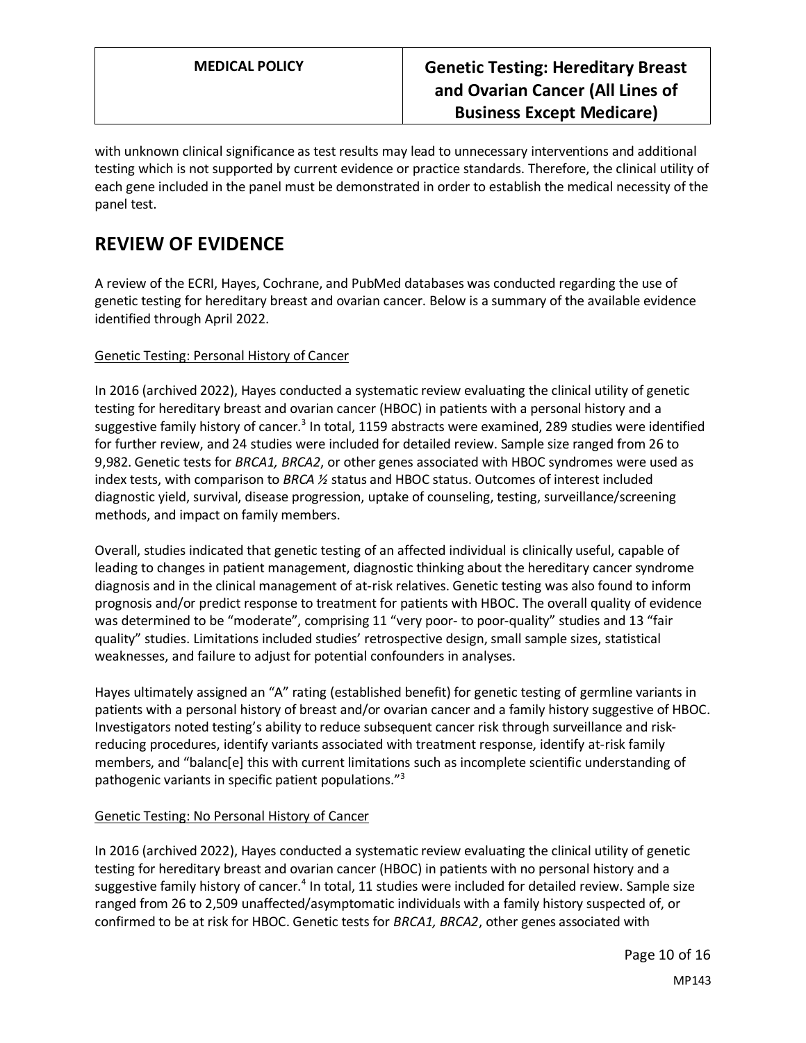with unknown clinical significance as test results may lead to unnecessary interventions and additional testing which is not supported by current evidence or practice standards. Therefore, the clinical utility of each gene included in the panel must be demonstrated in order to establish the medical necessity of the panel test.

# REVIEW OF EVIDENCE

A review of the ECRI, Hayes, Cochrane, and PubMed databases was conducted regarding the use of genetic testing for hereditary breast and ovarian cancer. Below is a summary of the available evidence identified through April 2022.

<u>Genetic Testing: Personal History of Cancer</u>

In 2016 (archived 2022), Hayes conducted a systematic review evaluating the clinical utility of genetic testing for hereditary breast and ovarian cancer (HBOC) in patients with a personal history and a suggestive family history of cancer.[3] In total, 1159 abstracts were examined, 289 studies were identified for further review, and 24 studies were included for detailed review. Sample size ranged from 26 to 9,982. Genetic tests for *BRCA1, BRCA2*, or other genes associated with HBOC syndromes were used as index tests, with comparison to *BRCA ½* status and HBOC status. Outcomes of interest included diagnostic yield, survival, disease progression, uptake of counseling, testing, surveillance/screening methods, and impact on family members.

Overall, studies indicated that genetic testing of an affected individual is clinically useful, capable of leading to changes in patient management, diagnostic thinking about the hereditary cancer syndrome diagnosis and in the clinical management of at-risk relatives. Genetic testing was also found to inform prognosis and/or predict response to treatment for patients with HBOC. The overall quality of evidence was determined to be "moderate", comprising 11 "very poor- to poor-quality" studies and 13 "fair quality" studies. Limitations included studies' retrospective design, small sample sizes, statistical weaknesses, and failure to adjust for potential confounders in analyses.

Hayes ultimately assigned an "A" rating (established benefit) for genetic testing of germline variants in patients with a personal history of breast and/or ovarian cancer and a family history suggestive of HBOC. Investigators noted testing's ability to reduce subsequent cancer risk through surveillance and risk-reducing procedures, identify variants associated with treatment response, identify at-risk family members, and "balanc[e] this with current limitations such as incomplete scientific understanding of pathogenic variants in specific patient populations."[3]

<u>Genetic Testing: No Personal History of Cancer</u>

In 2016 (archived 2022), Hayes conducted a systematic review evaluating the clinical utility of genetic testing for hereditary breast and ovarian cancer (HBOC) in patients with no personal history and a suggestive family history of cancer.[4] In total, 11 studies were included for detailed review. Sample size ranged from 26 to 2,509 unaffected/asymptomatic individuals with a family history suspected of, or confirmed to be at risk for HBOC. Genetic tests for *BRCA1, BRCA2*, other genes associated with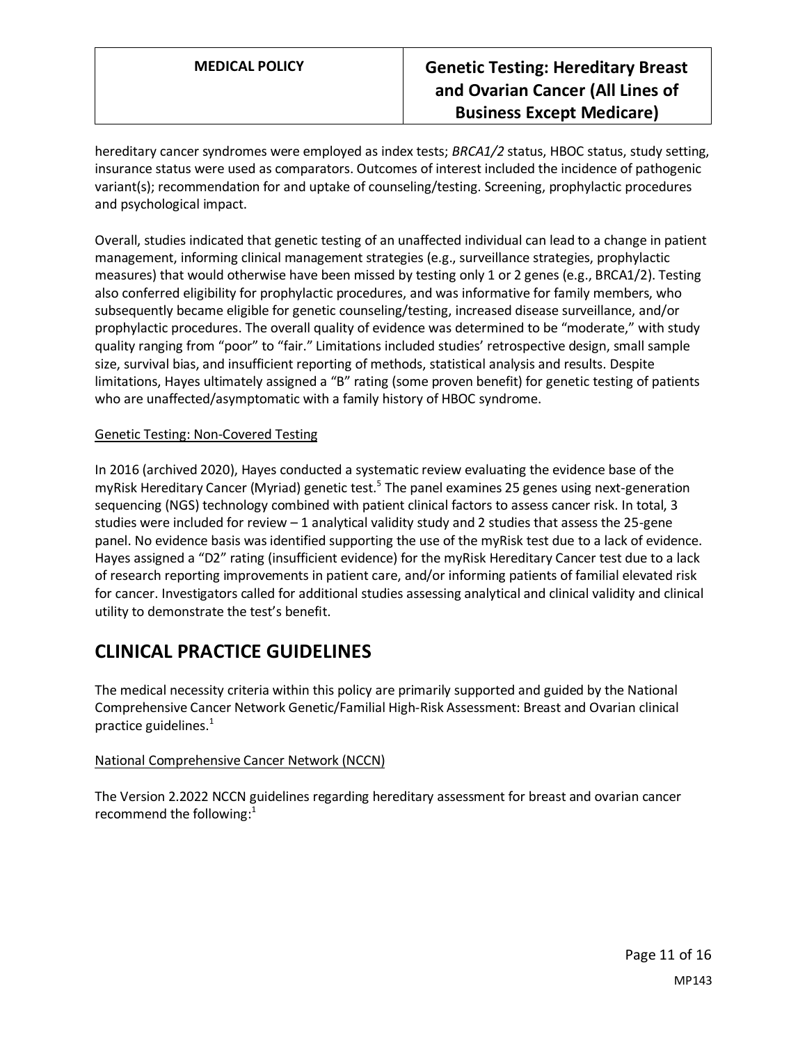hereditary cancer syndromes were employed as index tests; *BRCA1/2* status, HBOC status, study setting, insurance status were used as comparators. Outcomes of interest included the incidence of pathogenic variant(s); recommendation for and uptake of counseling/testing. Screening, prophylactic procedures and psychological impact.

Overall, studies indicated that genetic testing of an unaffected individual can lead to a change in patient management, informing clinical management strategies (e.g., surveillance strategies, prophylactic measures) that would otherwise have been missed by testing only 1 or 2 genes (e.g., BRCA1/2). Testing also conferred eligibility for prophylactic procedures, and was informative for family members, who subsequently became eligible for genetic counseling/testing, increased disease surveillance, and/or prophylactic procedures. The overall quality of evidence was determined to be "moderate," with study quality ranging from "poor" to "fair." Limitations included studies' retrospective design, small sample size, survival bias, and insufficient reporting of methods, statistical analysis and results. Despite limitations, Hayes ultimately assigned a "B" rating (some proven benefit) for genetic testing of patients who are unaffected/asymptomatic with a family history of HBOC syndrome.

Genetic Testing: Non-Covered Testing

In 2016 (archived 2020), Hayes conducted a systematic review evaluating the evidence base of the myRisk Hereditary Cancer (Myriad) genetic test.[5] The panel examines 25 genes using next-generation sequencing (NGS) technology combined with patient clinical factors to assess cancer risk. In total, 3 studies were included for review – 1 analytical validity study and 2 studies that assess the 25-gene panel. No evidence basis was identified supporting the use of the myRisk test due to a lack of evidence. Hayes assigned a "D2" rating (insufficient evidence) for the myRisk Hereditary Cancer test due to a lack of research reporting improvements in patient care, and/or informing patients of familial elevated risk for cancer. Investigators called for additional studies assessing analytical and clinical validity and clinical utility to demonstrate the test's benefit.

# CLINICAL PRACTICE GUIDELINES

The medical necessity criteria within this policy are primarily supported and guided by the National Comprehensive Cancer Network Genetic/Familial High-Risk Assessment: Breast and Ovarian clinical practice guidelines.[1]

National Comprehensive Cancer Network (NCCN)

The Version 2.2022 NCCN guidelines regarding hereditary assessment for breast and ovarian cancer recommend the following:[1]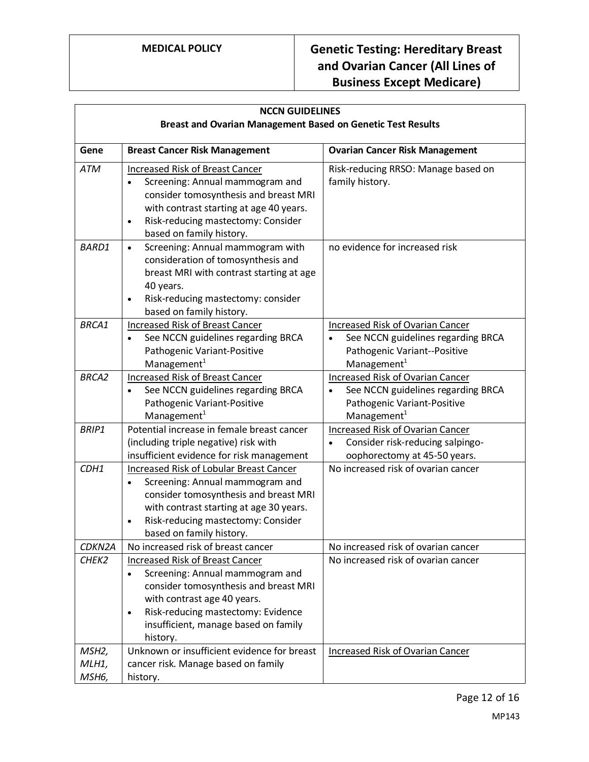| NCCN GUIDELINES<br>Breast and Ovarian Management Based on Genetic Test Results | | |
|---|---|---|
| **Gene** | **Breast Cancer Risk Management** | **Ovarian Cancer Risk Management** |
| *ATM* | Increased Risk of Breast Cancer<br>• Screening: Annual mammogram and consider tomosynthesis and breast MRI with contrast starting at age 40 years.<br>• Risk-reducing mastectomy: Consider based on family history. | Risk-reducing RRSO: Manage based on family history. |
| *BARD1* | • Screening: Annual mammogram with consideration of tomosynthesis and breast MRI with contrast starting at age 40 years.<br>• Risk-reducing mastectomy: consider based on family history. | no evidence for increased risk |
| *BRCA1* | Increased Risk of Breast Cancer<br>• See NCCN guidelines regarding BRCA Pathogenic Variant-Positive Management[1] | Increased Risk of Ovarian Cancer<br>• See NCCN guidelines regarding BRCA Pathogenic Variant--Positive Management[1] |
| *BRCA2* | Increased Risk of Breast Cancer<br>• See NCCN guidelines regarding BRCA Pathogenic Variant-Positive Management[1] | Increased Risk of Ovarian Cancer<br>• See NCCN guidelines regarding BRCA Pathogenic Variant-Positive Management[1] |
| *BRIP1* | Potential increase in female breast cancer (including triple negative) risk with insufficient evidence for risk management | Increased Risk of Ovarian Cancer<br>• Consider risk-reducing salpingo-oophorectomy at 45-50 years. |
| *CDH1* | Increased Risk of Lobular Breast Cancer<br>• Screening: Annual mammogram and consider tomosynthesis and breast MRI with contrast starting at age 30 years.<br>• Risk-reducing mastectomy: Consider based on family history. | No increased risk of ovarian cancer |
| *CDKN2A* | No increased risk of breast cancer | No increased risk of ovarian cancer |
| *CHEK2* | Increased Risk of Breast Cancer<br>• Screening: Annual mammogram and consider tomosynthesis and breast MRI with contrast age 40 years.<br>• Risk-reducing mastectomy: Evidence insufficient, manage based on family history. | No increased risk of ovarian cancer |
| *MSH2, MLH1, MSH6,* | Unknown or insufficient evidence for breast cancer risk. Manage based on family history. | Increased Risk of Ovarian Cancer |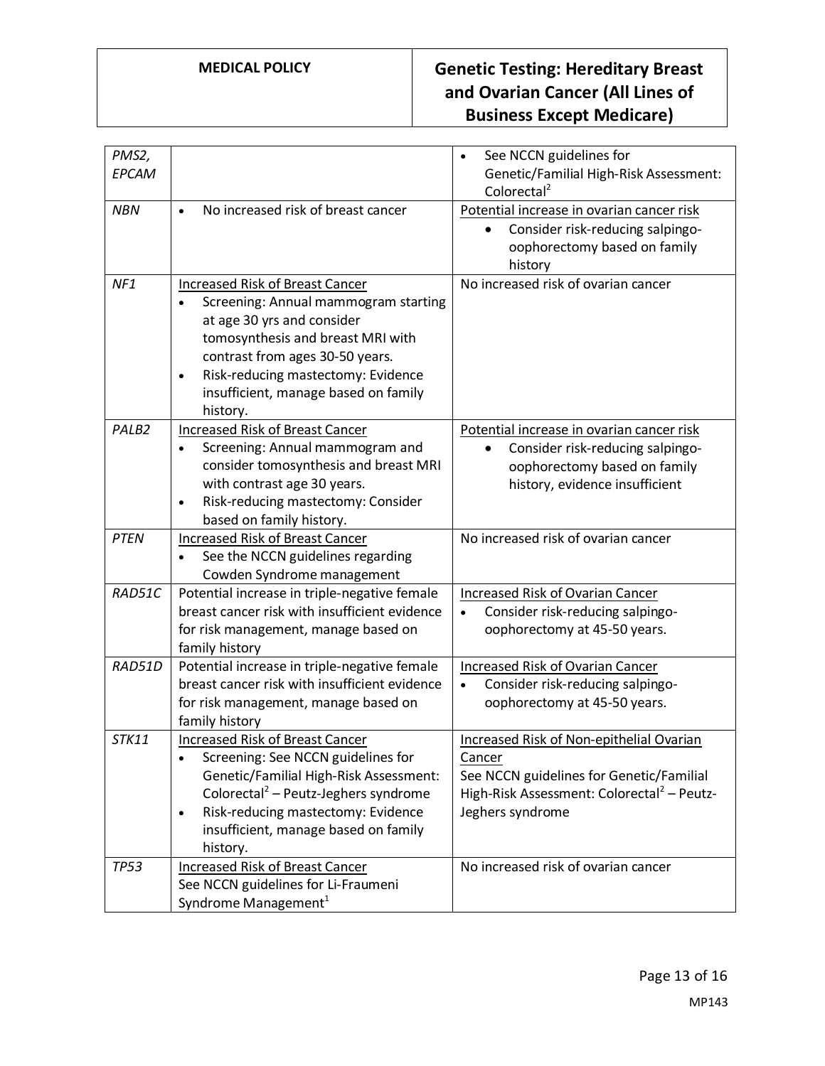| | | |
|---|---|---|
| *PMS2, EPCAM* | | • See NCCN guidelines for Genetic/Familial High-Risk Assessment: Colorectal[2] |
| *NBN* | • No increased risk of breast cancer | Potential increase in ovarian cancer risk<br>• Consider risk-reducing salpingo-oophorectomy based on family history |
| *NF1* | Increased Risk of Breast Cancer<br>• Screening: Annual mammogram starting at age 30 yrs and consider tomosynthesis and breast MRI with contrast from ages 30-50 years.<br>• Risk-reducing mastectomy: Evidence insufficient, manage based on family history. | No increased risk of ovarian cancer |
| *PALB2* | Increased Risk of Breast Cancer<br>• Screening: Annual mammogram and consider tomosynthesis and breast MRI with contrast age 30 years.<br>• Risk-reducing mastectomy: Consider based on family history. | Potential increase in ovarian cancer risk<br>• Consider risk-reducing salpingo-oophorectomy based on family history, evidence insufficient |
| *PTEN* | Increased Risk of Breast Cancer<br>• See the NCCN guidelines regarding Cowden Syndrome management | No increased risk of ovarian cancer |
| *RAD51C* | Potential increase in triple-negative female breast cancer risk with insufficient evidence for risk management, manage based on family history | Increased Risk of Ovarian Cancer<br>• Consider risk-reducing salpingo-oophorectomy at 45-50 years. |
| *RAD51D* | Potential increase in triple-negative female breast cancer risk with insufficient evidence for risk management, manage based on family history | Increased Risk of Ovarian Cancer<br>• Consider risk-reducing salpingo-oophorectomy at 45-50 years. |
| *STK11* | Increased Risk of Breast Cancer<br>• Screening: See NCCN guidelines for Genetic/Familial High-Risk Assessment: Colorectal[2] – Peutz-Jeghers syndrome<br>• Risk-reducing mastectomy: Evidence insufficient, manage based on family history. | Increased Risk of Non-epithelial Ovarian Cancer<br>See NCCN guidelines for Genetic/Familial High-Risk Assessment: Colorectal[2] – Peutz-Jeghers syndrome |
| *TP53* | Increased Risk of Breast Cancer<br>See NCCN guidelines for Li-Fraumeni Syndrome Management[1] | No increased risk of ovarian cancer |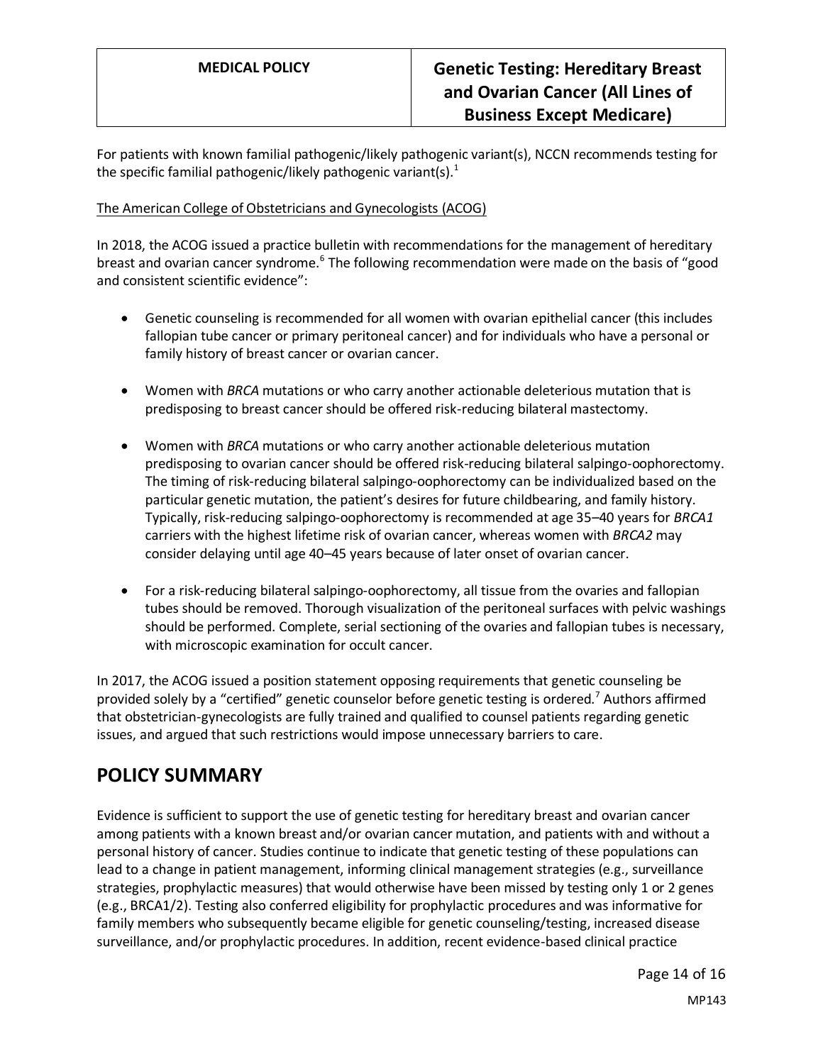For patients with known familial pathogenic/likely pathogenic variant(s), NCCN recommends testing for the specific familial pathogenic/likely pathogenic variant(s).[1]

The American College of Obstetricians and Gynecologists (ACOG)

In 2018, the ACOG issued a practice bulletin with recommendations for the management of hereditary breast and ovarian cancer syndrome.[6] The following recommendation were made on the basis of "good and consistent scientific evidence":

- Genetic counseling is recommended for all women with ovarian epithelial cancer (this includes fallopian tube cancer or primary peritoneal cancer) and for individuals who have a personal or family history of breast cancer or ovarian cancer.

- Women with *BRCA* mutations or who carry another actionable deleterious mutation that is predisposing to breast cancer should be offered risk-reducing bilateral mastectomy.

- Women with *BRCA* mutations or who carry another actionable deleterious mutation predisposing to ovarian cancer should be offered risk-reducing bilateral salpingo-oophorectomy. The timing of risk-reducing bilateral salpingo-oophorectomy can be individualized based on the particular genetic mutation, the patient's desires for future childbearing, and family history. Typically, risk-reducing salpingo-oophorectomy is recommended at age 35–40 years for *BRCA1* carriers with the highest lifetime risk of ovarian cancer, whereas women with *BRCA2* may consider delaying until age 40–45 years because of later onset of ovarian cancer.

- For a risk-reducing bilateral salpingo-oophorectomy, all tissue from the ovaries and fallopian tubes should be removed. Thorough visualization of the peritoneal surfaces with pelvic washings should be performed. Complete, serial sectioning of the ovaries and fallopian tubes is necessary, with microscopic examination for occult cancer.

In 2017, the ACOG issued a position statement opposing requirements that genetic counseling be provided solely by a "certified" genetic counselor before genetic testing is ordered.[7] Authors affirmed that obstetrician-gynecologists are fully trained and qualified to counsel patients regarding genetic issues, and argued that such restrictions would impose unnecessary barriers to care.

## POLICY SUMMARY

Evidence is sufficient to support the use of genetic testing for hereditary breast and ovarian cancer among patients with a known breast and/or ovarian cancer mutation, and patients with and without a personal history of cancer. Studies continue to indicate that genetic testing of these populations can lead to a change in patient management, informing clinical management strategies (e.g., surveillance strategies, prophylactic measures) that would otherwise have been missed by testing only 1 or 2 genes (e.g., BRCA1/2). Testing also conferred eligibility for prophylactic procedures and was informative for family members who subsequently became eligible for genetic counseling/testing, increased disease surveillance, and/or prophylactic procedures. In addition, recent evidence-based clinical practice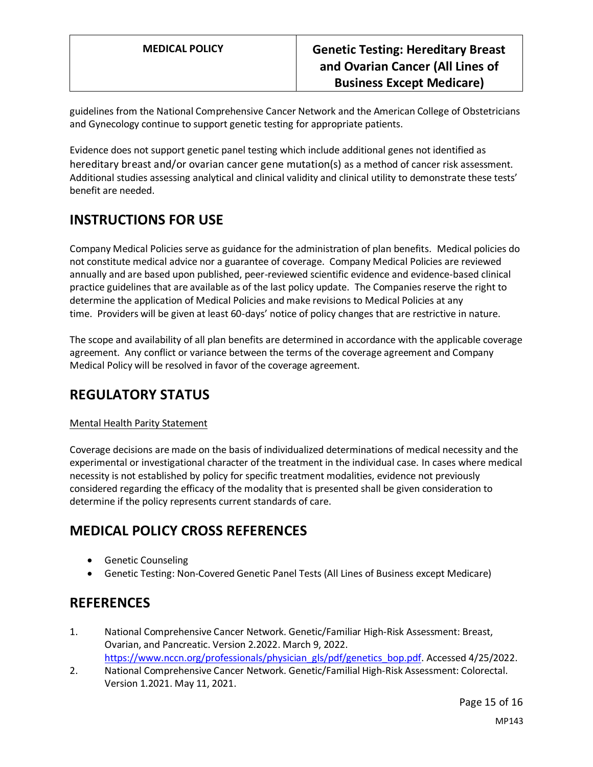guidelines from the National Comprehensive Cancer Network and the American College of Obstetricians and Gynecology continue to support genetic testing for appropriate patients.

Evidence does not support genetic panel testing which include additional genes not identified as hereditary breast and/or ovarian cancer gene mutation(s) as a method of cancer risk assessment. Additional studies assessing analytical and clinical validity and clinical utility to demonstrate these tests' benefit are needed.

## INSTRUCTIONS FOR USE

Company Medical Policies serve as guidance for the administration of plan benefits. Medical policies do not constitute medical advice nor a guarantee of coverage. Company Medical Policies are reviewed annually and are based upon published, peer-reviewed scientific evidence and evidence-based clinical practice guidelines that are available as of the last policy update. The Companies reserve the right to determine the application of Medical Policies and make revisions to Medical Policies at any time. Providers will be given at least 60-days' notice of policy changes that are restrictive in nature.

The scope and availability of all plan benefits are determined in accordance with the applicable coverage agreement. Any conflict or variance between the terms of the coverage agreement and Company Medical Policy will be resolved in favor of the coverage agreement.

## REGULATORY STATUS

Mental Health Parity Statement

Coverage decisions are made on the basis of individualized determinations of medical necessity and the experimental or investigational character of the treatment in the individual case. In cases where medical necessity is not established by policy for specific treatment modalities, evidence not previously considered regarding the efficacy of the modality that is presented shall be given consideration to determine if the policy represents current standards of care.

## MEDICAL POLICY CROSS REFERENCES

- Genetic Counseling
- Genetic Testing: Non-Covered Genetic Panel Tests (All Lines of Business except Medicare)

## REFERENCES

1. National Comprehensive Cancer Network. Genetic/Familiar High-Risk Assessment: Breast, Ovarian, and Pancreatic. Version 2.2022. March 9, 2022. https://www.nccn.org/professionals/physician_gls/pdf/genetics_bop.pdf. Accessed 4/25/2022.
2. National Comprehensive Cancer Network. Genetic/Familial High-Risk Assessment: Colorectal. Version 1.2021. May 11, 2021.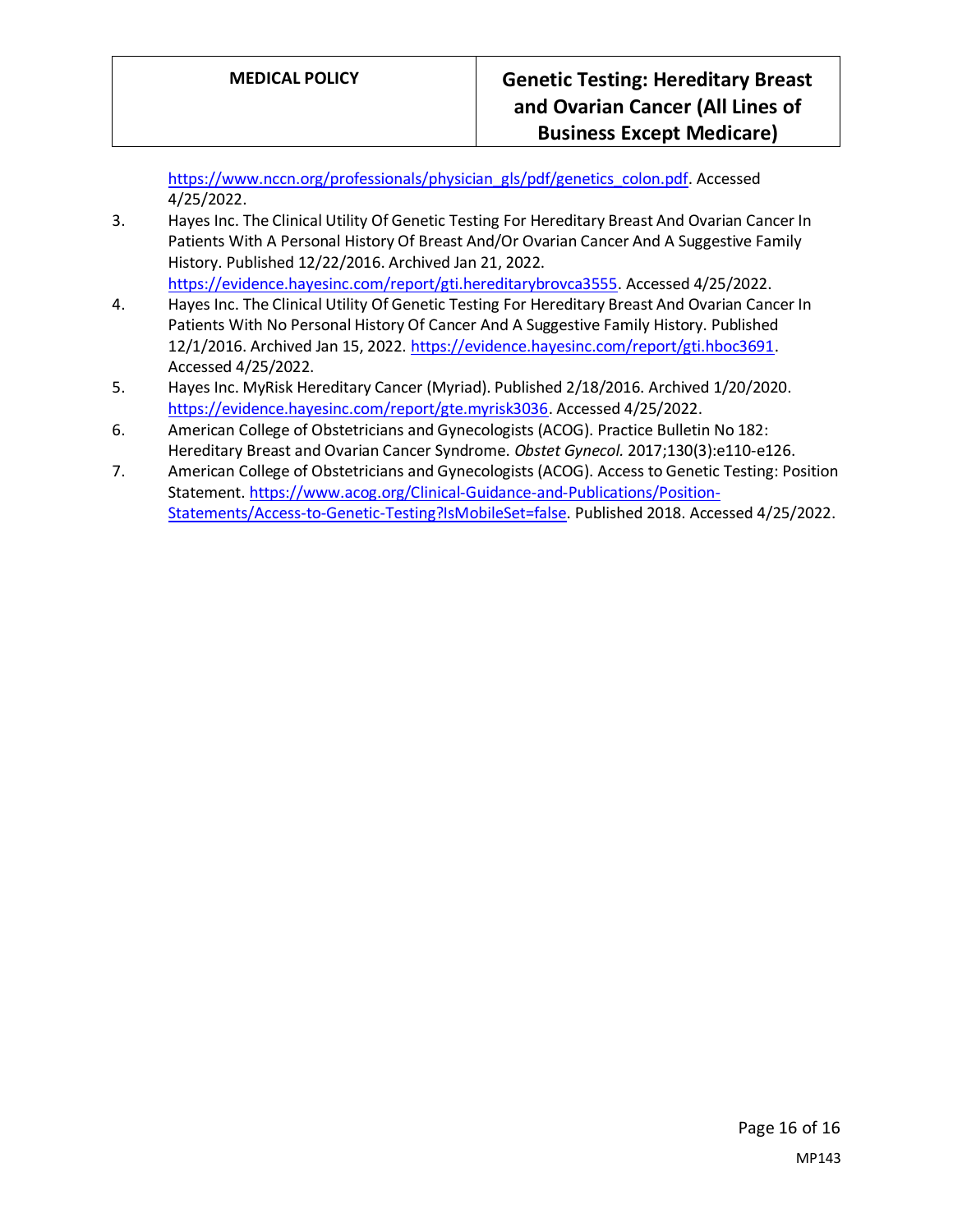https://www.nccn.org/professionals/physician_gls/pdf/genetics_colon.pdf. Accessed 4/25/2022.

3. Hayes Inc. The Clinical Utility Of Genetic Testing For Hereditary Breast And Ovarian Cancer In Patients With A Personal History Of Breast And/Or Ovarian Cancer And A Suggestive Family History. Published 12/22/2016. Archived Jan 21, 2022. https://evidence.hayesinc.com/report/gti.hereditarybrovca3555. Accessed 4/25/2022.
4. Hayes Inc. The Clinical Utility Of Genetic Testing For Hereditary Breast And Ovarian Cancer In Patients With No Personal History Of Cancer And A Suggestive Family History. Published 12/1/2016. Archived Jan 15, 2022. https://evidence.hayesinc.com/report/gti.hboc3691. Accessed 4/25/2022.
5. Hayes Inc. MyRisk Hereditary Cancer (Myriad). Published 2/18/2016. Archived 1/20/2020. https://evidence.hayesinc.com/report/gte.myrisk3036. Accessed 4/25/2022.
6. American College of Obstetricians and Gynecologists (ACOG). Practice Bulletin No 182: Hereditary Breast and Ovarian Cancer Syndrome. *Obstet Gynecol.* 2017;130(3):e110-e126.
7. American College of Obstetricians and Gynecologists (ACOG). Access to Genetic Testing: Position Statement. https://www.acog.org/Clinical-Guidance-and-Publications/Position-Statements/Access-to-Genetic-Testing?IsMobileSet=false. Published 2018. Accessed 4/25/2022.